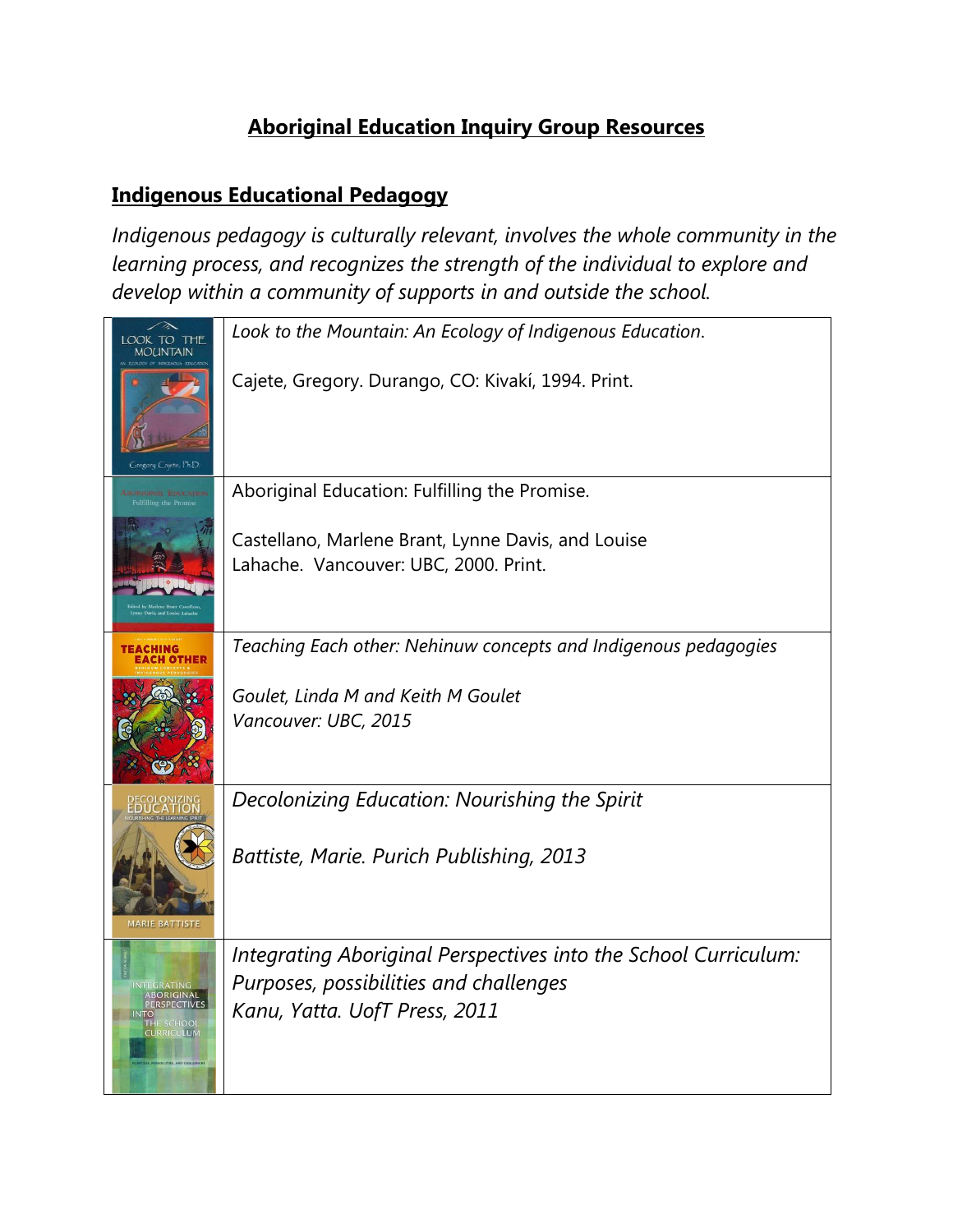# Aboriginal Education Inquiry Group Resources

## Indigenous Educational Pedagogy

*Indigenous pedagogy is culturally relevant, involves the whole community in the learning process, and recognizes the strength of the individual to explore and develop within a community of supports in and outside the school.*

| | |
|---|---|
| | *Look to the Mountain: An Ecology of Indigenous Education.*<br><br>Cajete, Gregory. Durango, CO: Kivakí, 1994. Print. |
| | Aboriginal Education: Fulfilling the Promise.<br><br>Castellano, Marlene Brant, Lynne Davis, and Louise Lahache. Vancouver: UBC, 2000. Print. |
| | *Teaching Each other: Nehinuw concepts and Indigenous pedagogies*<br><br>*Goulet, Linda M and Keith M Goulet*<br>*Vancouver: UBC, 2015* |
| | *Decolonizing Education: Nourishing the Spirit*<br><br>*Battiste, Marie. Purich Publishing, 2013* |
| | *Integrating Aboriginal Perspectives into the School Curriculum: Purposes, possibilities and challenges*<br>*Kanu, Yatta. UofT Press, 2011* |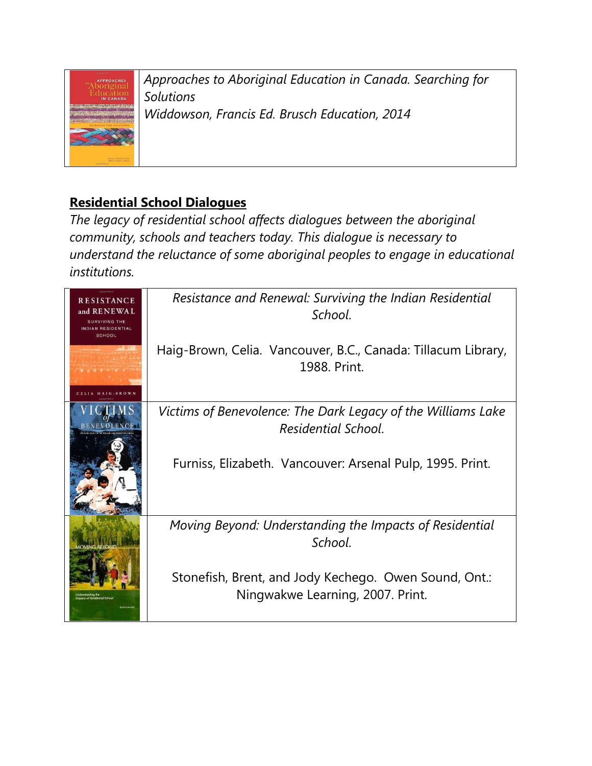| | *Approaches to Aboriginal Education in Canada. Searching for Solutions* <br> *Widdowson, Francis Ed. Brusch Education, 2014* |
|---|---|

**Residential School Dialogues**

*The legacy of residential school affects dialogues between the aboriginal community, schools and teachers today. This dialogue is necessary to understand the reluctance of some aboriginal peoples to engage in educational institutions.*

| | |
|---|---|
| | *Resistance and Renewal: Surviving the Indian Residential School.* <br><br> Haig-Brown, Celia. Vancouver, B.C., Canada: Tillacum Library, 1988. Print. |
| | *Victims of Benevolence: The Dark Legacy of the Williams Lake Residential School.* <br><br> Furniss, Elizabeth. Vancouver: Arsenal Pulp, 1995. Print. |
| | *Moving Beyond: Understanding the Impacts of Residential School.* <br><br> Stonefish, Brent, and Jody Kechego. Owen Sound, Ont.: Ningwakwe Learning, 2007. Print. |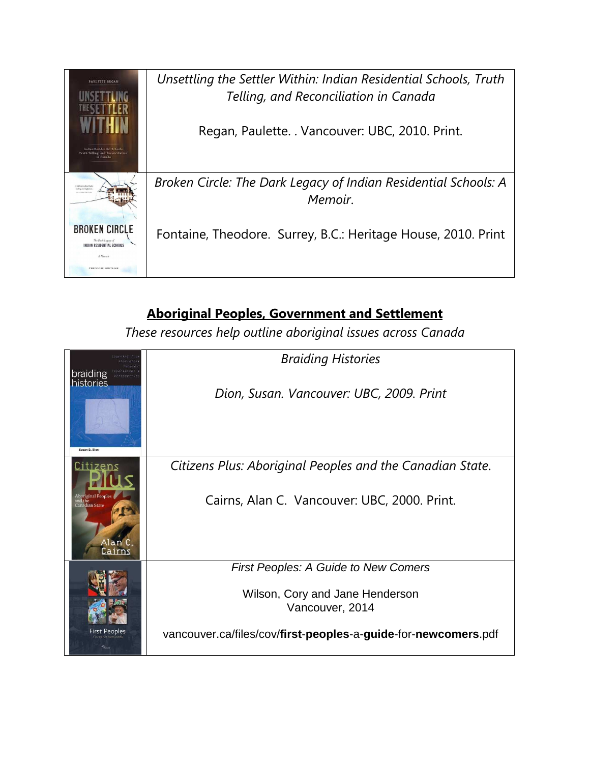| | |
|---|---|
| | *Unsettling the Settler Within: Indian Residential Schools, Truth Telling, and Reconciliation in Canada*<br><br>Regan, Paulette. . Vancouver: UBC, 2010. Print. |
| | *Broken Circle: The Dark Legacy of Indian Residential Schools: A Memoir*.<br><br>Fontaine, Theodore. Surrey, B.C.: Heritage House, 2010. Print |

## **Aboriginal Peoples, Government and Settlement**

*These resources help outline aboriginal issues across Canada*

| | |
|---|---|
| | *Braiding Histories*<br><br>*Dion, Susan. Vancouver: UBC, 2009. Print* |
| | *Citizens Plus: Aboriginal Peoples and the Canadian State*.<br><br>Cairns, Alan C. Vancouver: UBC, 2000. Print. |
| | *First Peoples: A Guide to New Comers*<br><br>Wilson, Cory and Jane Henderson<br>Vancouver, 2014<br><br>vancouver.ca/files/cov/**first**-**peoples**-a-**guide**-for-**newcomers**.pdf |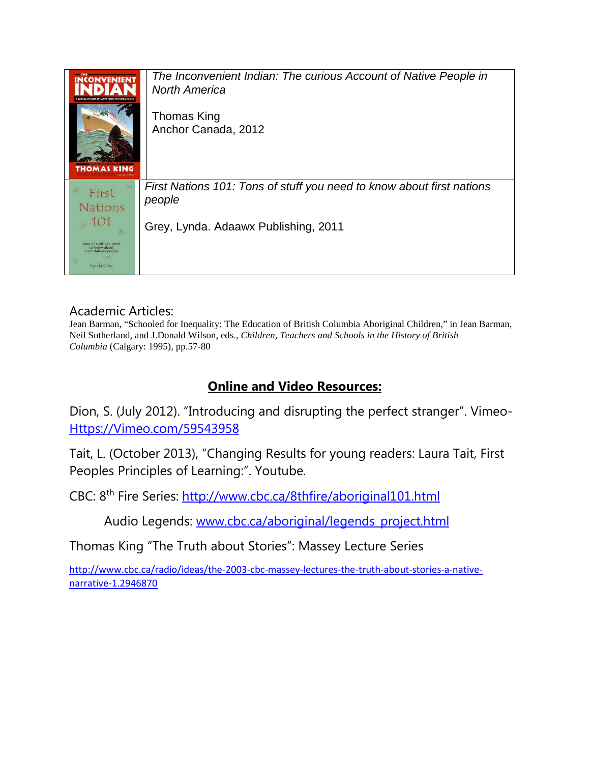| | |
|---|---|
| | *The Inconvenient Indian: The curious Account of Native People in North America*<br><br>Thomas King<br>Anchor Canada, 2012 |
| | *First Nations 101: Tons of stuff you need to know about first nations people*<br><br>Grey, Lynda. Adaawx Publishing, 2011 |

Academic Articles:

Jean Barman, "Schooled for Inequality: The Education of British Columbia Aboriginal Children," in Jean Barman, Neil Sutherland, and J.Donald Wilson, eds., *Children, Teachers and Schools in the History of British Columbia* (Calgary: 1995), pp.57-80

## **Online and Video Resources:**

Dion, S. (July 2012). "Introducing and disrupting the perfect stranger". Vimeo- Https://Vimeo.com/59543958

Tait, L. (October 2013), "Changing Results for young readers: Laura Tait, First Peoples Principles of Learning:". Youtube.

CBC: 8th Fire Series: http://www.cbc.ca/8thfire/aboriginal101.html

Audio Legends: www.cbc.ca/aboriginal/legends_project.html

Thomas King "The Truth about Stories": Massey Lecture Series

http://www.cbc.ca/radio/ideas/the-2003-cbc-massey-lectures-the-truth-about-stories-a-native-narrative-1.2946870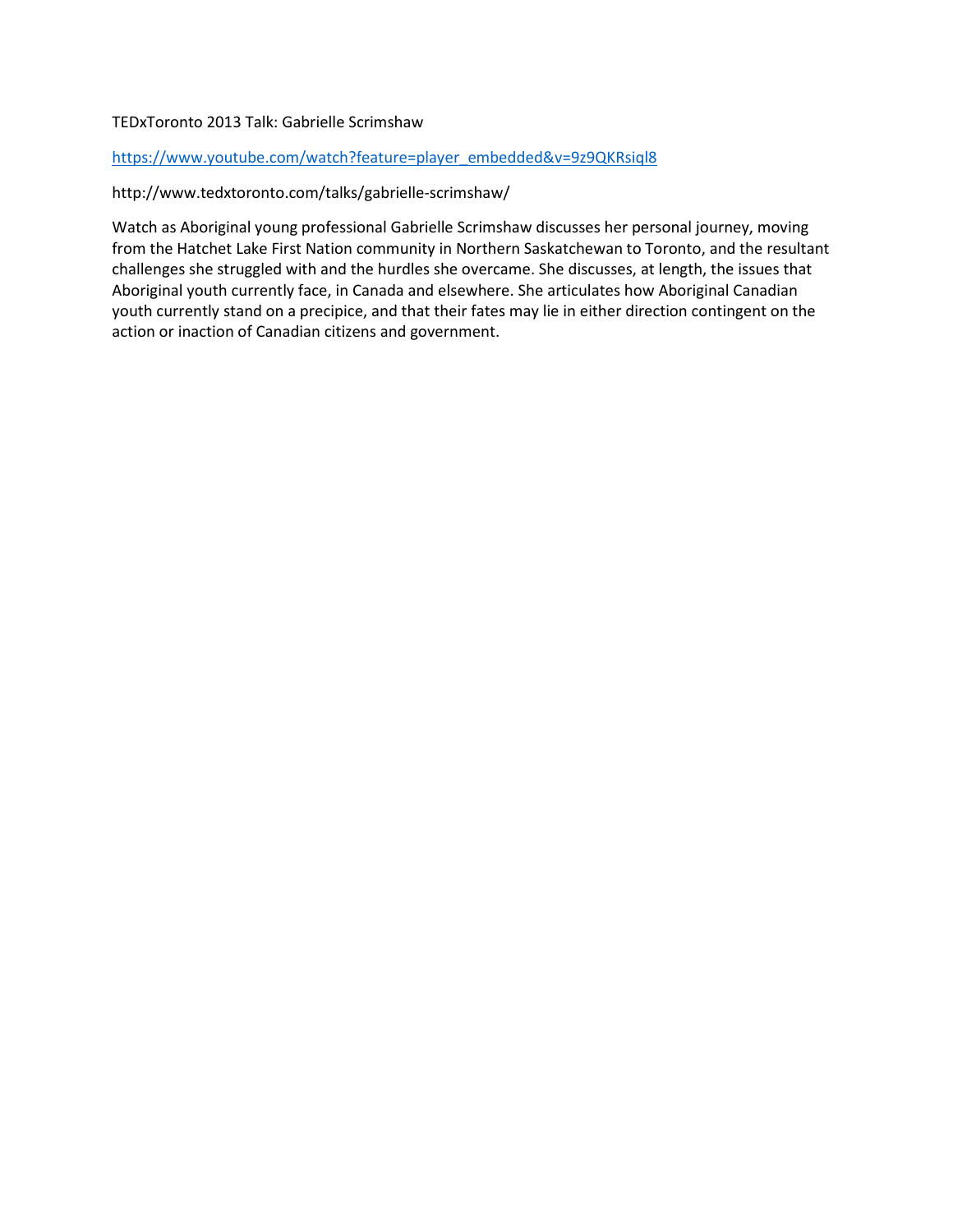TEDxToronto 2013 Talk: Gabrielle Scrimshaw

[https://www.youtube.com/watch?feature=player_embedded&v=9z9QKRsiql8](https://www.youtube.com/watch?feature=player_embedded&v=9z9QKRsiql8)

http://www.tedxtoronto.com/talks/gabrielle-scrimshaw/

Watch as Aboriginal young professional Gabrielle Scrimshaw discusses her personal journey, moving from the Hatchet Lake First Nation community in Northern Saskatchewan to Toronto, and the resultant challenges she struggled with and the hurdles she overcame. She discusses, at length, the issues that Aboriginal youth currently face, in Canada and elsewhere. She articulates how Aboriginal Canadian youth currently stand on a precipice, and that their fates may lie in either direction contingent on the action or inaction of Canadian citizens and government.